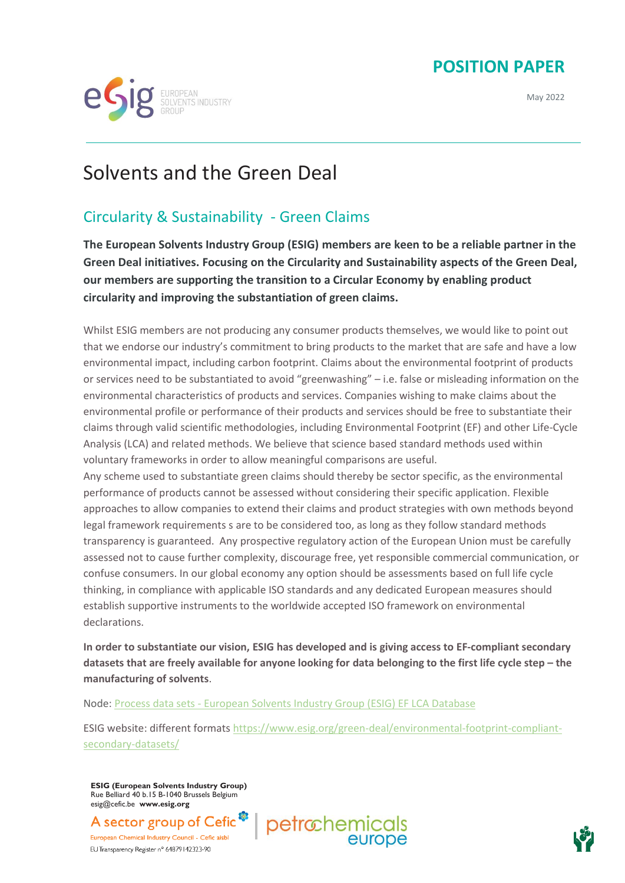**POSITION PAPER**

May 2022

# Solvents and the Green Deal

## Circularity & Sustainability - Green Claims

**The European Solvents Industry Group (ESIG) members are keen to be a reliable partner in the Green Deal initiatives. Focusing on the Circularity and Sustainability aspects of the Green Deal, our members are supporting the transition to a Circular Economy by enabling product circularity and improving the substantiation of green claims.**

Whilst ESIG members are not producing any consumer products themselves, we would like to point out that we endorse our industry's commitment to bring products to the market that are safe and have a low environmental impact, including carbon footprint. Claims about the environmental footprint of products or services need to be substantiated to avoid "greenwashing" – i.e. false or misleading information on the environmental characteristics of products and services. Companies wishing to make claims about the environmental profile or performance of their products and services should be free to substantiate their claims through valid scientific methodologies, including Environmental Footprint (EF) and other Life-Cycle Analysis (LCA) and related methods. We believe that science based standard methods used within voluntary frameworks in order to allow meaningful comparisons are useful.

Any scheme used to substantiate green claims should thereby be sector specific, as the environmental performance of products cannot be assessed without considering their specific application. Flexible approaches to allow companies to extend their claims and product strategies with own methods beyond legal framework requirements s are to be considered too, as long as they follow standard methods transparency is guaranteed. Any prospective regulatory action of the European Union must be carefully assessed not to cause further complexity, discourage free, yet responsible commercial communication, or confuse consumers. In our global economy any option should be assessments based on full life cycle thinking, in compliance with applicable ISO standards and any dedicated European measures should establish supportive instruments to the worldwide accepted ISO framework on environmental declarations.

**In order to substantiate our vision, ESIG has developed and is giving access to EF-compliant secondary datasets that are freely available for anyone looking for data belonging to the first life cycle step – the manufacturing of solvents**.

Node: Process data sets - European Solvents Industry Group (ESIG) EF LCA Database

ESIG website: different formats https://www.esig.org/green-deal/environmental-footprint-compliant-secondary-datasets/

**ESIG (European Solvents Industry Group)**
Rue Belliard 40 b.15 B-1040 Brussels Belgium
esig@cefic.be **www.esig.org**

A sector group of Cefic
European Chemical Industry Council - Cefic aisbl
EU Transparency Register n° 64879142323-90

petrochemicals europe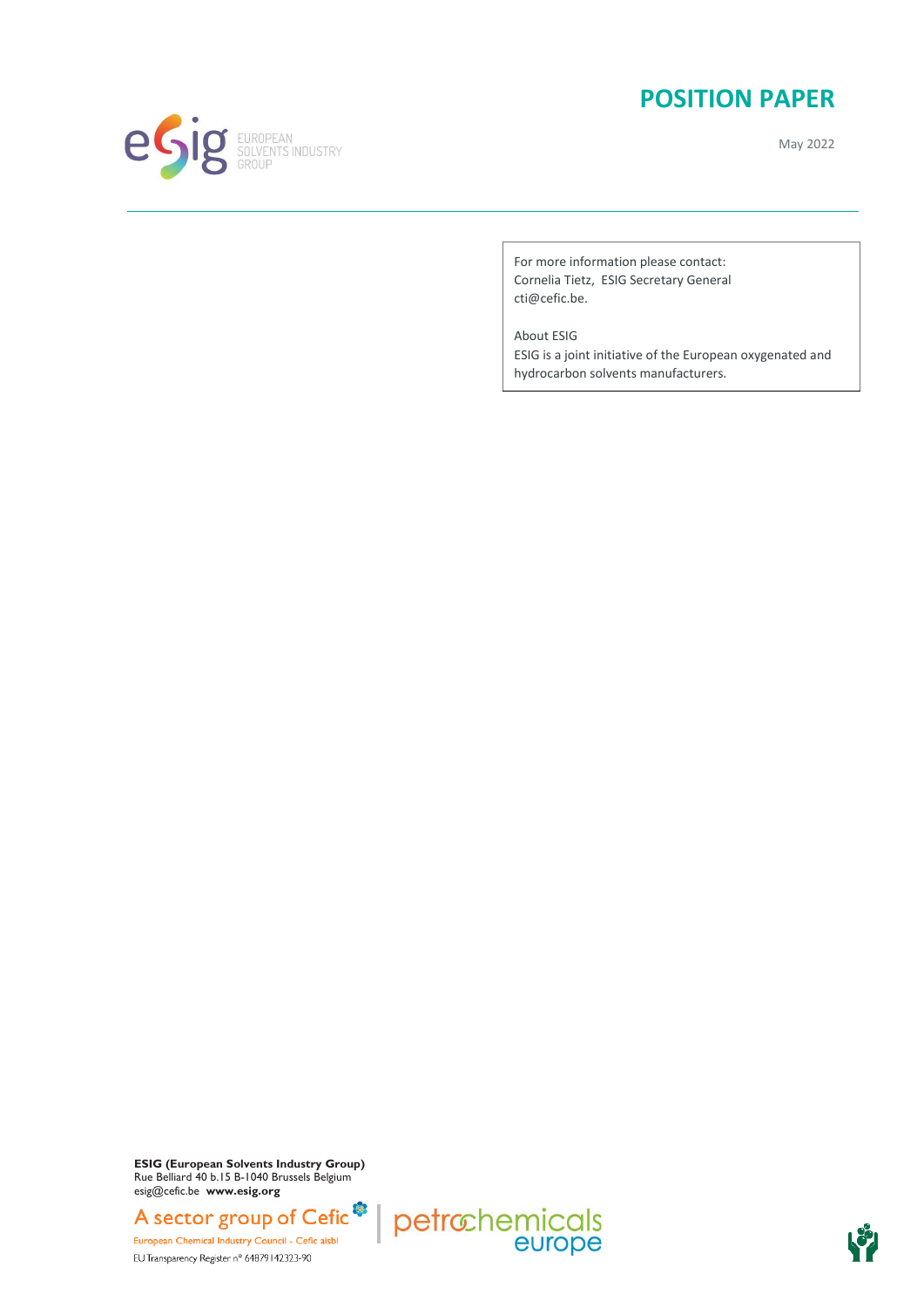# POSITION PAPER

May 2022

For more information please contact:
Cornelia Tietz, ESIG Secretary General
cti@cefic.be.

About ESIG
ESIG is a joint initiative of the European oxygenated and hydrocarbon solvents manufacturers.

**ESIG (European Solvents Industry Group)**
Rue Belliard 40 b.15 B-1040 Brussels Belgium
esig@cefic.be **www.esig.org**

A sector group of Cefic
European Chemical Industry Council - Cefic aisbl
EU Transparency Register n° 64879142323-90